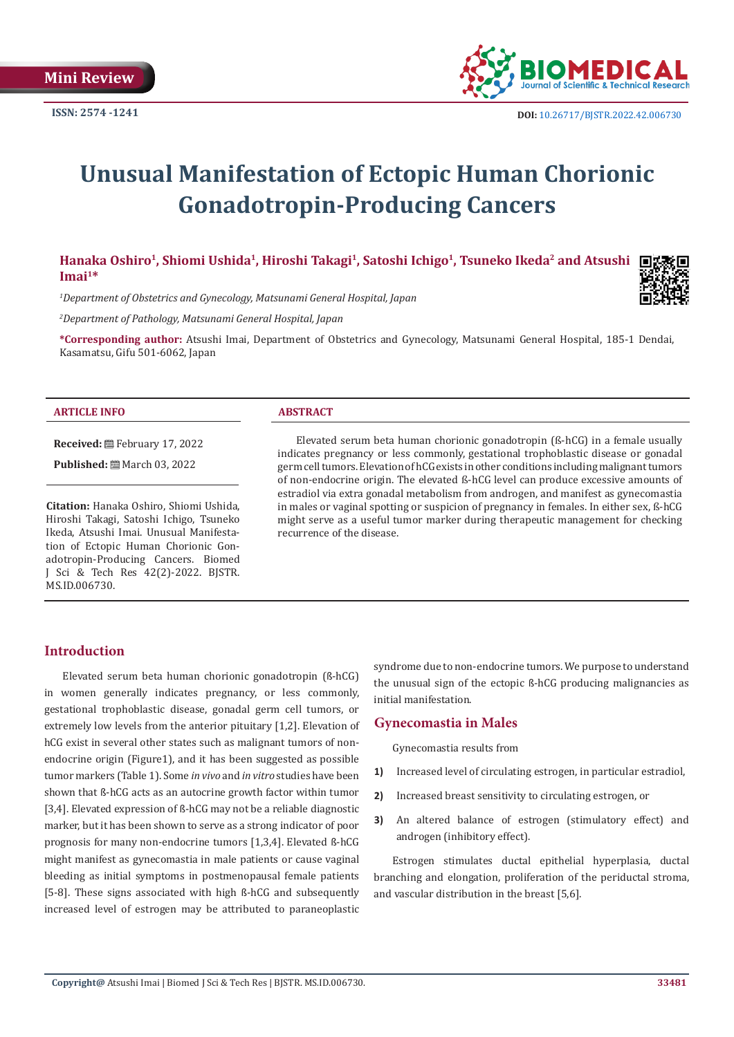Mini Review

ISSN: 2574 -1241

DOI: 10.26717/BJSTR.2022.42.006730

# Unusual Manifestation of Ectopic Human Chorionic Gonadotropin-Producing Cancers

**Hanaka Oshiro[1], Shiomi Ushida[1], Hiroshi Takagi[1], Satoshi Ichigo[1], Tsuneko Ikeda[2] and Atsushi Imai[1]***

[1]*Department of Obstetrics and Gynecology, Matsunami General Hospital, Japan*

[2]*Department of Pathology, Matsunami General Hospital, Japan*

***Corresponding author:** Atsushi Imai, Department of Obstetrics and Gynecology, Matsunami General Hospital, 185-1 Dendai, Kasamatsu, Gifu 501-6062, Japan

**ARTICLE INFO**

**Received:** February 17, 2022

**Published:** March 03, 2022

**Citation:** Hanaka Oshiro, Shiomi Ushida, Hiroshi Takagi, Satoshi Ichigo, Tsuneko Ikeda, Atsushi Imai. Unusual Manifestation of Ectopic Human Chorionic Gonadotropin-Producing Cancers. Biomed J Sci & Tech Res 42(2)-2022. BJSTR. MS.ID.006730.

**ABSTRACT**

Elevated serum beta human chorionic gonadotropin (ß-hCG) in a female usually indicates pregnancy or less commonly, gestational trophoblastic disease or gonadal germ cell tumors. Elevation of hCG exists in other conditions including malignant tumors of non-endocrine origin. The elevated ß-hCG level can produce excessive amounts of estradiol via extra gonadal metabolism from androgen, and manifest as gynecomastia in males or vaginal spotting or suspicion of pregnancy in females. In either sex, ß-hCG might serve as a useful tumor marker during therapeutic management for checking recurrence of the disease.

## Introduction

Elevated serum beta human chorionic gonadotropin (ß-hCG) in women generally indicates pregnancy, or less commonly, gestational trophoblastic disease, gonadal germ cell tumors, or extremely low levels from the anterior pituitary [1,2]. Elevation of hCG exist in several other states such as malignant tumors of non-endocrine origin (Figure1), and it has been suggested as possible tumor markers (Table 1). Some *in vivo* and *in vitro* studies have been shown that ß-hCG acts as an autocrine growth factor within tumor [3,4]. Elevated expression of ß-hCG may not be a reliable diagnostic marker, but it has been shown to serve as a strong indicator of poor prognosis for many non-endocrine tumors [1,3,4]. Elevated ß-hCG might manifest as gynecomastia in male patients or cause vaginal bleeding as initial symptoms in postmenopausal female patients [5-8]. These signs associated with high ß-hCG and subsequently increased level of estrogen may be attributed to paraneoplastic syndrome due to non-endocrine tumors. We purpose to understand the unusual sign of the ectopic ß-hCG producing malignancies as initial manifestation.

## Gynecomastia in Males

Gynecomastia results from

1) Increased level of circulating estrogen, in particular estradiol,
2) Increased breast sensitivity to circulating estrogen, or
3) An altered balance of estrogen (stimulatory effect) and androgen (inhibitory effect).

Estrogen stimulates ductal epithelial hyperplasia, ductal branching and elongation, proliferation of the periductal stroma, and vascular distribution in the breast [5,6].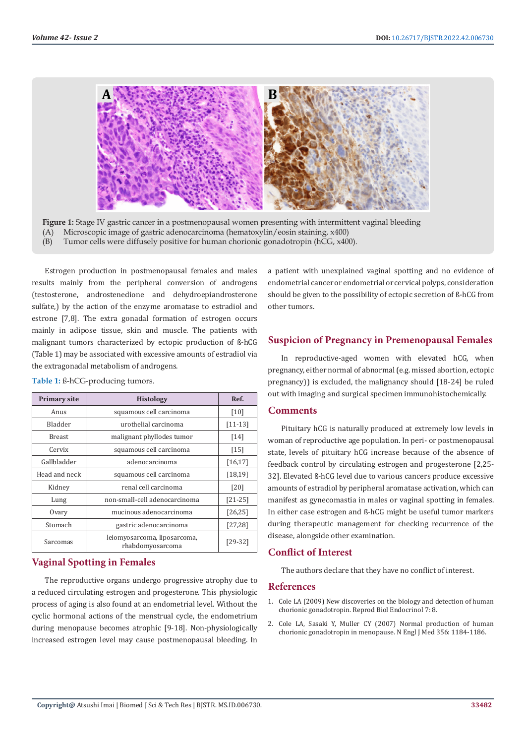**Figure 1:** Stage IV gastric cancer in a postmenopausal women presenting with intermittent vaginal bleeding
(A) Microscopic image of gastric adenocarcinoma (hematoxylin/eosin staining, x400)
(B) Tumor cells were diffusely positive for human chorionic gonadotropin (hCG, x400).

Estrogen production in postmenopausal females and males results mainly from the peripheral conversion of androgens (testosterone, androstenedione and dehydroepiandrosterone sulfate,) by the action of the enzyme aromatase to estradiol and estrone [7,8]. The extra gonadal formation of estrogen occurs mainly in adipose tissue, skin and muscle. The patients with malignant tumors characterized by ectopic production of ß-hCG (Table 1) may be associated with excessive amounts of estradiol via the extragonadal metabolism of androgens.

**Table 1:** ß-hCG-producing tumors.

| Primary site | Histology | Ref. |
|---|---|---|
| Anus | squamous cell carcinoma | [10] |
| Bladder | urothelial carcinoma | [11-13] |
| Breast | malignant phyllodes tumor | [14] |
| Cervix | squamous cell carcinoma | [15] |
| Gallbladder | adenocarcinoma | [16,17] |
| Head and neck | squamous cell carcinoma | [18,19] |
| Kidney | renal cell carcinoma | [20] |
| Lung | non-small-cell adenocarcinoma | [21-25] |
| Ovary | mucinous adenocarcinoma | [26,25] |
| Stomach | gastric adenocarcinoma | [27,28] |
| Sarcomas | leiomyosarcoma, liposarcoma, rhabdomyosarcoma | [29-32] |

## Vaginal Spotting in Females

The reproductive organs undergo progressive atrophy due to a reduced circulating estrogen and progesterone. This physiologic process of aging is also found at an endometrial level. Without the cyclic hormonal actions of the menstrual cycle, the endometrium during menopause becomes atrophic [9-18]. Non-physiologically increased estrogen level may cause postmenopausal bleeding. In a patient with unexplained vaginal spotting and no evidence of endometrial cancer or endometrial or cervical polyps, consideration should be given to the possibility of ectopic secretion of ß-hCG from other tumors.

## Suspicion of Pregnancy in Premenopausal Females

In reproductive-aged women with elevated hCG, when pregnancy, either normal of abnormal (e.g. missed abortion, ectopic pregnancy)) is excluded, the malignancy should [18-24] be ruled out with imaging and surgical specimen immunohistochemically.

## Comments

Pituitary hCG is naturally produced at extremely low levels in woman of reproductive age population. In peri- or postmenopausal state, levels of pituitary hCG increase because of the absence of feedback control by circulating estrogen and progesterone [2,25-32]. Elevated ß-hCG level due to various cancers produce excessive amounts of estradiol by peripheral aromatase activation, which can manifest as gynecomastia in males or vaginal spotting in females. In either case estrogen and ß-hCG might be useful tumor markers during therapeutic management for checking recurrence of the disease, alongside other examination.

## Conflict of Interest

The authors declare that they have no conflict of interest.

## References

1. Cole LA (2009) New discoveries on the biology and detection of human chorionic gonadotropin. Reprod Biol Endocrinol 7: 8.
2. Cole LA, Sasaki Y, Muller CY (2007) Normal production of human chorionic gonadotropin in menopause. N Engl J Med 356: 1184-1186.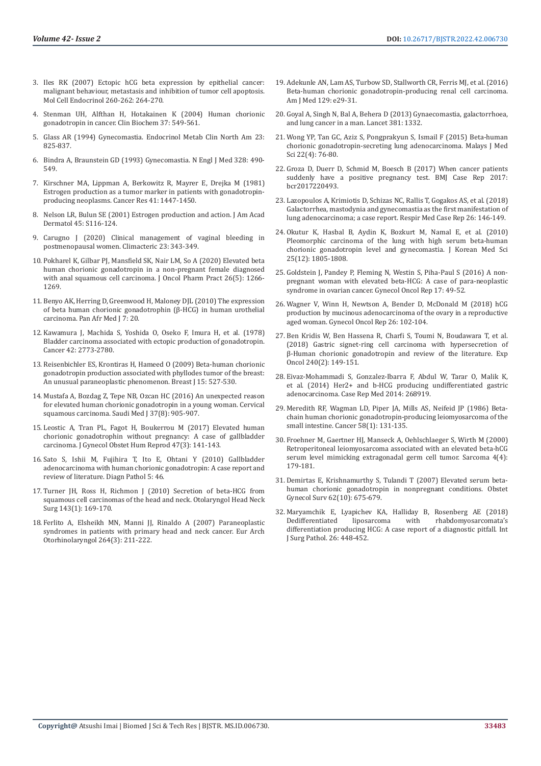3. Iles RK (2007) Ectopic hCG beta expression by epithelial cancer: malignant behaviour, metastasis and inhibition of tumor cell apoptosis. Mol Cell Endocrinol 260-262: 264-270.
4. Stenman UH, Alfthan H, Hotakainen K (2004) Human chorionic gonadotropin in cancer. Clin Biochem 37: 549-561.
5. Glass AR (1994) Gynecomastia. Endocrinol Metab Clin North Am 23: 825-837.
6. Bindra A, Braunstein GD (1993) Gynecomastia. N Engl J Med 328: 490-549.
7. Kirschner MA, Lippman A, Berkowitz R, Mayrer E, Drejka M (1981) Estrogen production as a tumor marker in patients with gonadotropin-producing neoplasms. Cancer Res 41: 1447-1450.
8. Nelson LR, Bulun SE (2001) Estrogen production and action. J Am Acad Dermatol 45: S116-124.
9. Carugno J (2020) Clinical management of vaginal bleeding in postmenopausal women. Climacteric 23: 343-349.
10. Pokharel K, Gilbar PJ, Mansfield SK, Nair LM, So A (2020) Elevated beta human chorionic gonadotropin in a non-pregnant female diagnosed with anal squamous cell carcinoma. J Oncol Pharm Pract 26(5): 1266-1269.
11. Benyo AK, Herring D, Greenwood H, Maloney DJL (2010) The expression of beta human chorionic gonadotrophin (β-HCG) in human urothelial carcinoma. Pan Afr Med J 7: 20.
12. Kawamura J, Machida S, Yoshida O, Oseko F, Imura H, et al. (1978) Bladder carcinoma associated with ectopic production of gonadotropin. Cancer 42: 2773-2780.
13. Reisenbichler ES, Krontiras H, Hameed O (2009) Beta-human chorionic gonadotropin production associated with phyllodes tumor of the breast: An unusual paraneoplastic phenomenon. Breast J 15: 527-530.
14. Mustafa A, Bozdag Z, Tepe NB, Ozcan HC (2016) An unexpected reason for elevated human chorionic gonadotropin in a young woman. Cervical squamous carcinoma. Saudi Med J 37(8): 905-907.
15. Leostic A, Tran PL, Fagot H, Boukerrou M (2017) Elevated human chorionic gonadotrophin without pregnancy: A case of gallbladder carcinoma. J Gynecol Obstet Hum Reprod 47(3): 141-143.
16. Sato S, Ishii M, Fujihira T, Ito E, Ohtani Y (2010) Gallbladder adenocarcinoma with human chorionic gonadotropin: A case report and review of literature. Diagn Pathol 5: 46.
17. Turner JH, Ross H, Richmon J (2010) Secretion of beta-HCG from squamous cell carcinomas of the head and neck. Otolaryngol Head Neck Surg 143(1): 169-170.
18. Ferlito A, Elsheikh MN, Manni JJ, Rinaldo A (2007) Paraneoplastic syndromes in patients with primary head and neck cancer. Eur Arch Otorhinolaryngol 264(3): 211-222.
19. Adekunle AN, Lam AS, Turbow SD, Stallworth CR, Ferris MJ, et al. (2016) Beta-human chorionic gonadotropin-producing renal cell carcinoma. Am J Med 129: e29-31.
20. Goyal A, Singh N, Bal A, Behera D (2013) Gynaecomastia, galactorrhoea, and lung cancer in a man. Lancet 381: 1332.
21. Wong YP, Tan GC, Aziz S, Pongprakyun S, Ismail F (2015) Beta-human chorionic gonadotropin-secreting lung adenocarcinoma. Malays J Med Sci 22(4): 76-80.
22. Groza D, Duerr D, Schmid M, Boesch B (2017) When cancer patients suddenly have a positive pregnancy test. BMJ Case Rep 2017: bcr2017220493.
23. Lazopoulos A, Krimiotis D, Schizas NC, Rallis T, Gogakos AS, et al. (2018) Galactorrhea, mastodynia and gynecomastia as the first manifestation of lung adenocarcinoma; a case report. Respir Med Case Rep 26: 146-149.
24. Okutur K, Hasbal B, Aydin K, Bozkurt M, Namal E, et al. (2010) Pleomorphic carcinoma of the lung with high serum beta-human chorionic gonadotropin level and gynecomastia. J Korean Med Sci 25(12): 1805-1808.
25. Goldstein J, Pandey P, Fleming N, Westin S, Piha-Paul S (2016) A non-pregnant woman with elevated beta-HCG: A case of para-neoplastic syndrome in ovarian cancer. Gynecol Oncol Rep 17: 49-52.
26. Wagner V, Winn H, Newtson A, Bender D, McDonald M (2018) hCG production by mucinous adenocarcinoma of the ovary in a reproductive aged woman. Gynecol Oncol Rep 26: 102-104.
27. Ben Kridis W, Ben Hassena R, Charfi S, Toumi N, Boudawara T, et al. (2018) Gastric signet-ring cell carcinoma with hypersecretion of β-Human chorionic gonadotropin and review of the literature. Exp Oncol 240(2): 149-151.
28. Eivaz-Mohammadi S, Gonzalez-Ibarra F, Abdul W, Tarar O, Malik K, et al. (2014) Her2+ and b-HCG producing undifferentiated gastric adenocarcinoma. Case Rep Med 2014: 268919.
29. Meredith RF, Wagman LD, Piper JA, Mills AS, Neifeid JP (1986) Beta-chain human chorionic gonadotropin-producing leiomyosarcoma of the small intestine. Cancer 58(1): 131-135.
30. Froehner M, Gaertner HJ, Manseck A, Oehlschlaeger S, Wirth M (2000) Retroperitoneal leiomyosarcoma associated with an elevated beta-hCG serum level mimicking extragonadal germ cell tumor. Sarcoma 4(4): 179-181.
31. Demirtas E, Krishnamurthy S, Tulandi T (2007) Elevated serum beta-human chorionic gonadotropin in nonpregnant conditions. Obstet Gynecol Surv 62(10): 675-679.
32. Maryamchik E, Lyapichev KA, Halliday B, Rosenberg AE (2018) Dedifferentiated liposarcoma with rhabdomyosarcomata's differentiation producing HCG: A case report of a diagnostic pitfall. Int J Surg Pathol. 26: 448-452.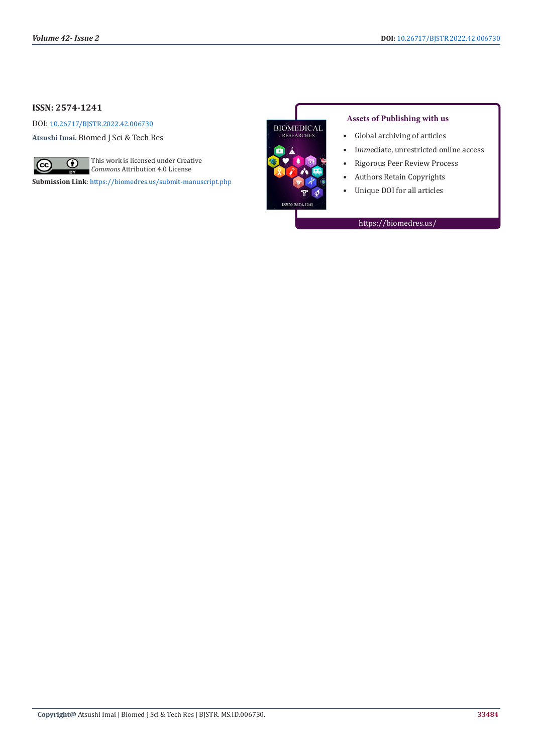**ISSN: 2574-1241**

DOI: 10.26717/BJSTR.2022.42.006730

**Atsushi Imai.** Biomed J Sci & Tech Res

This work is licensed under Creative *Commons* Attribution 4.0 License

**Submission Link**: https://biomedres.us/submit-manuscript.php

### Assets of Publishing with us

- Global archiving of articles
- Immediate, unrestricted online access
- Rigorous Peer Review Process
- Authors Retain Copyrights
- Unique DOI for all articles

https://biomedres.us/